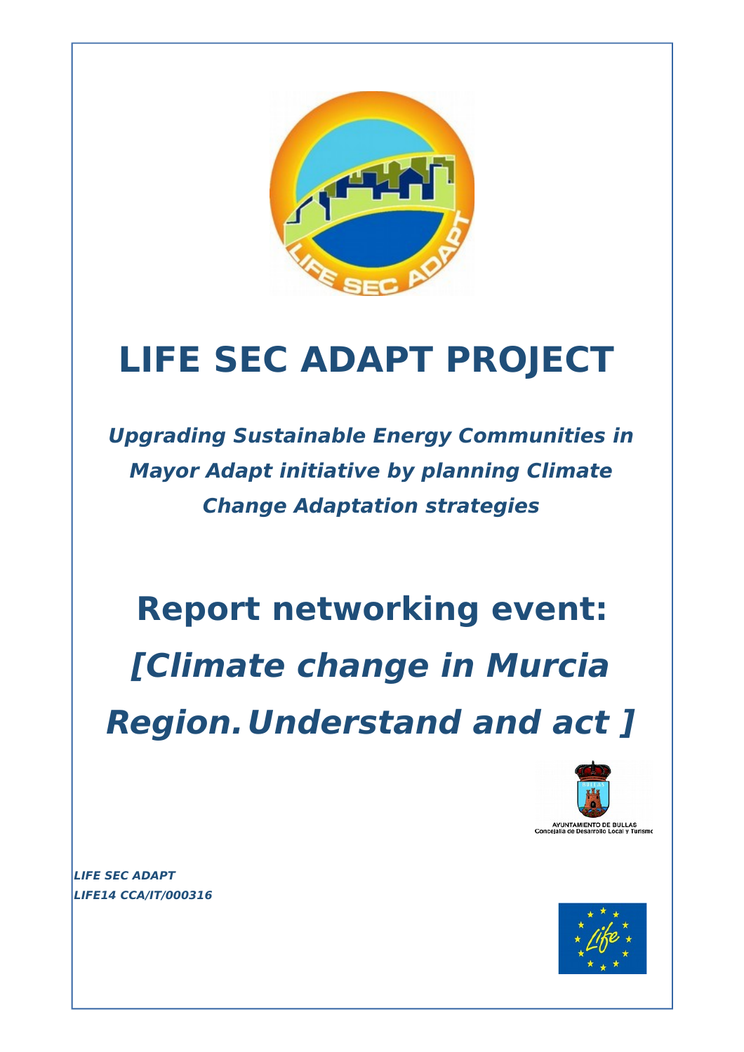# LIFE SEC ADAPT PROJECT

***Upgrading Sustainable Energy Communities in Mayor Adapt initiative by planning Climate Change Adaptation strategies***

# Report networking event: *[Climate change in Murcia Region. Understand and act ]*

AYUNTAMIENTO DE BULLAS
Concejalía de Desarrollo Local y Turismo

***LIFE SEC ADAPT***
***LIFE14 CCA/IT/000316***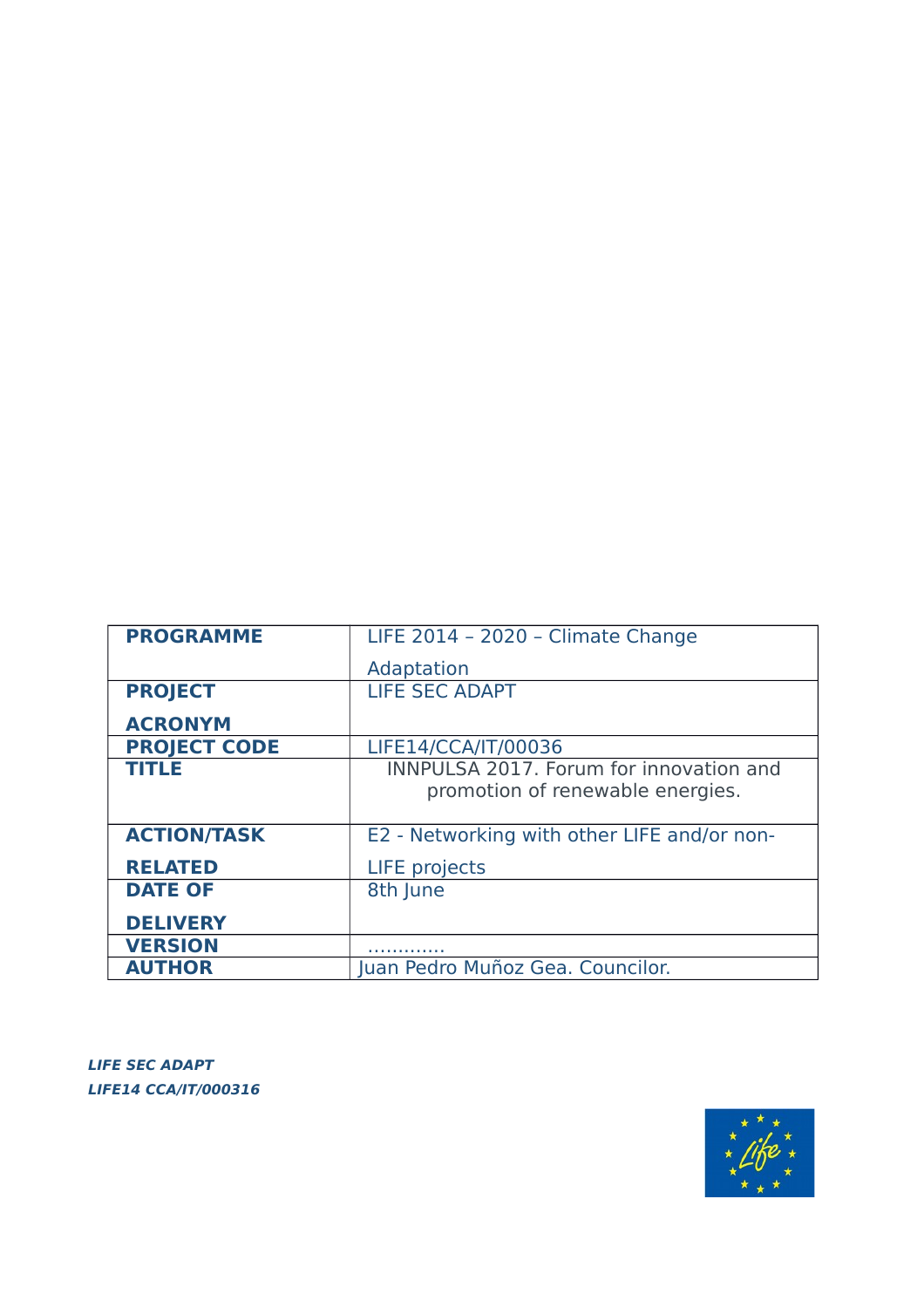| PROGRAMME | LIFE 2014 – 2020 – Climate Change Adaptation |
|---|---|
| PROJECT ACRONYM | LIFE SEC ADAPT |
| PROJECT CODE | LIFE14/CCA/IT/00036 |
| TITLE | INNPULSA 2017. Forum for innovation and promotion of renewable energies. |
| ACTION/TASK RELATED | E2 - Networking with other LIFE and/or non-LIFE projects |
| DATE OF DELIVERY | 8th June |
| VERSION | ………… |
| AUTHOR | Juan Pedro Muñoz Gea. Councilor. |

***LIFE SEC ADAPT***

***LIFE14 CCA/IT/000316***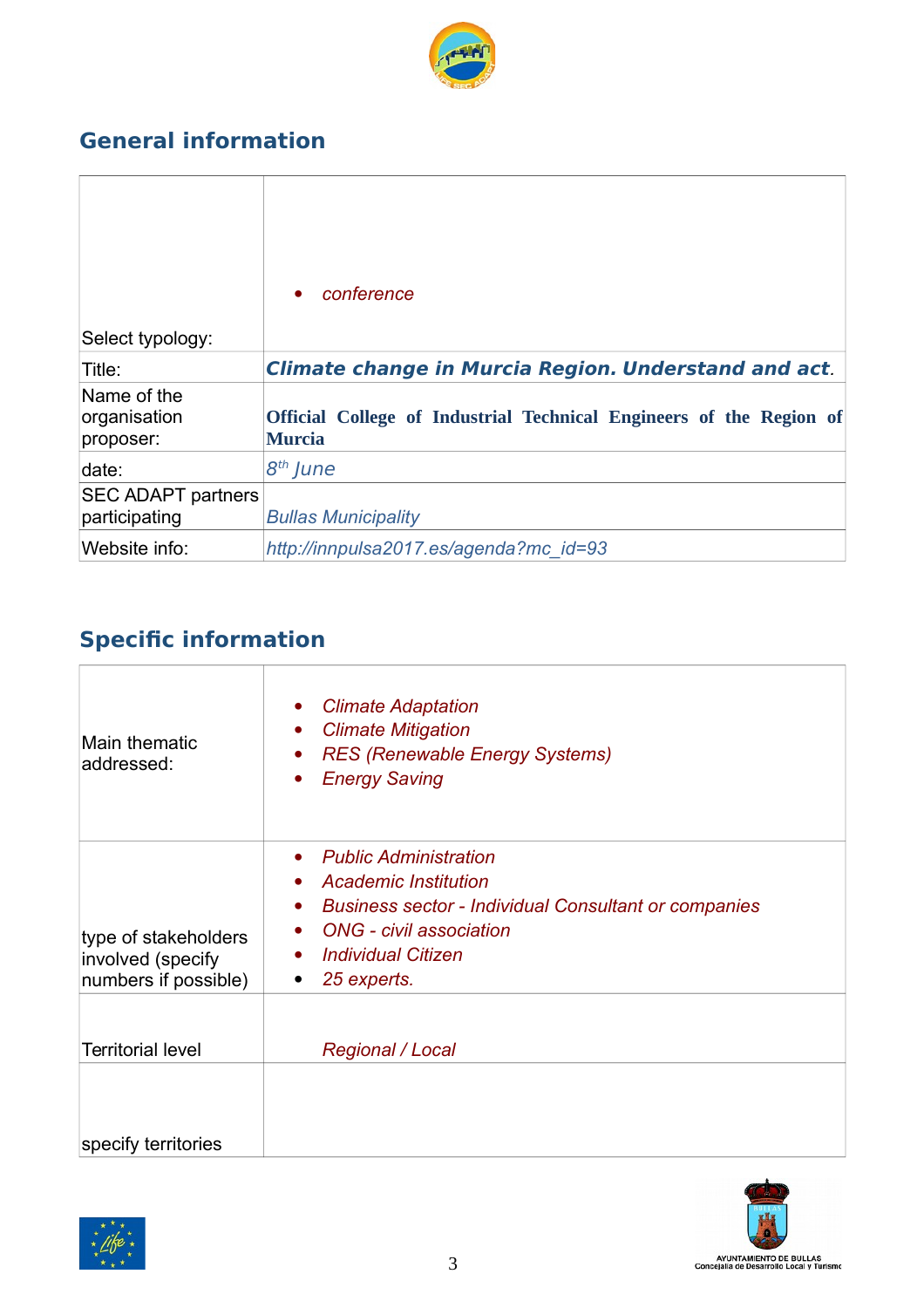## General information

| | |
|---|---|
| Select typology: | • *conference* |
| Title: | ***Climate change in Murcia Region. Understand and act***. |
| Name of the organisation proposer: | **Official College of Industrial Technical Engineers of the Region of Murcia** |
| date: | *8th June* |
| SEC ADAPT partners participating | *Bullas Municipality* |
| Website info: | *http://innpulsa2017.es/agenda?mc_id=93* |

## Specific information

| | |
|---|---|
| Main thematic addressed: | • *Climate Adaptation*<br>• *Climate Mitigation*<br>• *RES (Renewable Energy Systems)*<br>• *Energy Saving* |
| type of stakeholders involved (specify numbers if possible) | • *Public Administration*<br>• *Academic Institution*<br>• *Business sector - Individual Consultant or companies*<br>• *ONG - civil association*<br>• *Individual Citizen*<br>• *25 experts.* |
| Territorial level | *Regional / Local* |
| specify territories | |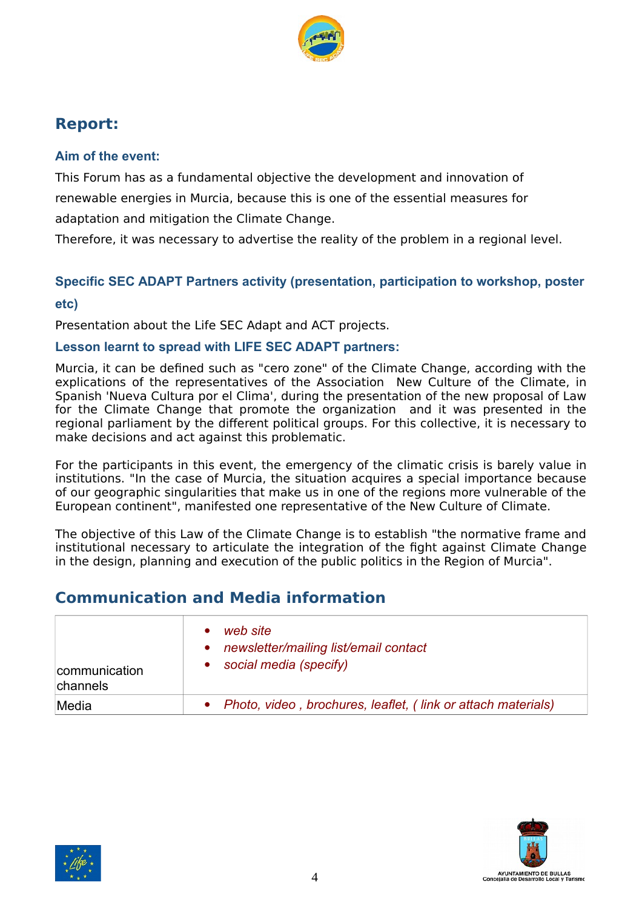## Report:

### Aim of the event:

This Forum has as a fundamental objective the development and innovation of renewable energies in Murcia, because this is one of the essential measures for adaptation and mitigation the Climate Change.

Therefore, it was necessary to advertise the reality of the problem in a regional level.

### Specific SEC ADAPT Partners activity (presentation, participation to workshop, poster etc)

Presentation about the Life SEC Adapt and ACT projects.

### Lesson learnt to spread with LIFE SEC ADAPT partners:

Murcia, it can be defined such as "cero zone" of the Climate Change, according with the explications of the representatives of the Association New Culture of the Climate, in Spanish 'Nueva Cultura por el Clima', during the presentation of the new proposal of Law for the Climate Change that promote the organization and it was presented in the regional parliament by the different political groups. For this collective, it is necessary to make decisions and act against this problematic.

For the participants in this event, the emergency of the climatic crisis is barely value in institutions. "In the case of Murcia, the situation acquires a special importance because of our geographic singularities that make us in one of the regions more vulnerable of the European continent", manifested one representative of the New Culture of Climate.

The objective of this Law of the Climate Change is to establish "the normative frame and institutional necessary to articulate the integration of the fight against Climate Change in the design, planning and execution of the public politics in the Region of Murcia".

## Communication and Media information

| | |
|---|---|
| communication channels | • *web site*<br>• *newsletter/mailing list/email contact*<br>• *social media (specify)* |
| Media | • *Photo, video , brochures, leaflet, ( link or attach materials)* |